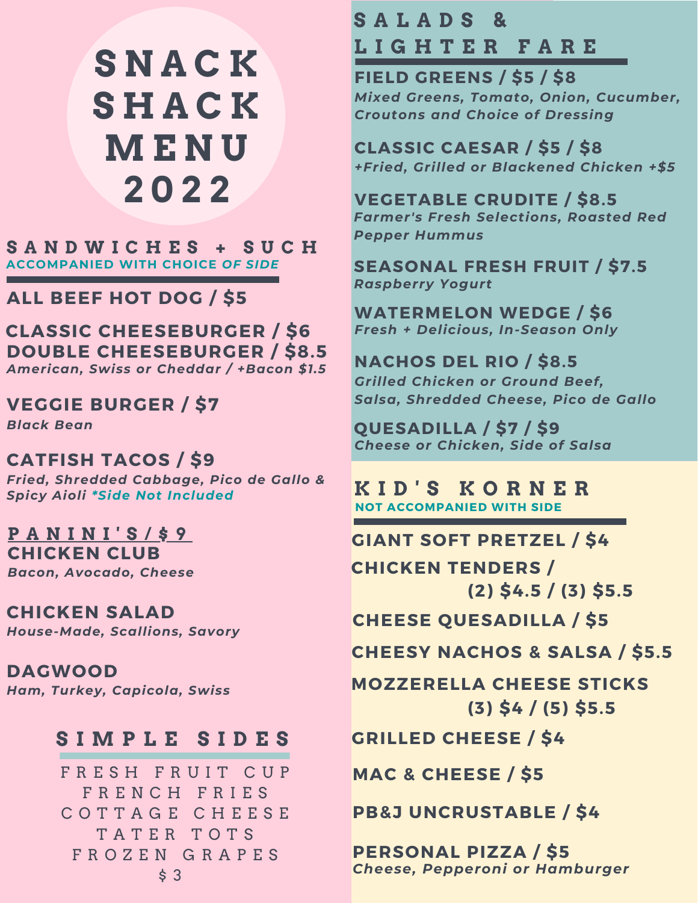# SNACK SHACK MENU 2022

## SANDWICHES + SUCH

ACCOMPANIED WITH CHOICE *OF SIDE*

**ALL BEEF HOT DOG / $5**

**CLASSIC CHEESEBURGER / $6**
**DOUBLE CHEESEBURGER / $8.5**
*American, Swiss or Cheddar / +Bacon $1.5*

**VEGGIE BURGER / $7**
*Black Bean*

**CATFISH TACOS / $9**
*Fried, Shredded Cabbage, Pico de Gallo & Spicy Aioli \*Side Not Included*

### PANINI'S / $9

**CHICKEN CLUB**
*Bacon, Avocado, Cheese*

**CHICKEN SALAD**
*House-Made, Scallions, Savory*

**DAGWOOD**
*Ham, Turkey, Capicola, Swiss*

## SIMPLE SIDES

FRESH FRUIT CUP
FRENCH FRIES
COTTAGE CHEESE
TATER TOTS
FROZEN GRAPES
$3

## SALADS & LIGHTER FARE

**FIELD GREENS / $5 / $8**
*Mixed Greens, Tomato, Onion, Cucumber, Croutons and Choice of Dressing*

**CLASSIC CAESAR / $5 / $8**
*+Fried, Grilled or Blackened Chicken +$5*

**VEGETABLE CRUDITE / $8.5**
*Farmer's Fresh Selections, Roasted Red Pepper Hummus*

**SEASONAL FRESH FRUIT / $7.5**
*Raspberry Yogurt*

**WATERMELON WEDGE / $6**
*Fresh + Delicious, In-Season Only*

**NACHOS DEL RIO / $8.5**
*Grilled Chicken or Ground Beef, Salsa, Shredded Cheese, Pico de Gallo*

**QUESADILLA / $7 / $9**
*Cheese or Chicken, Side of Salsa*

## KID'S KORNER

NOT ACCOMPANIED WITH SIDE

**GIANT SOFT PRETZEL / $4**

**CHICKEN TENDERS / (2) $4.5 / (3) $5.5**

**CHEESE QUESADILLA / $5**

**CHEESY NACHOS & SALSA / $5.5**

**MOZZERELLA CHEESE STICKS (3) $4 / (5) $5.5**

**GRILLED CHEESE / $4**

**MAC & CHEESE / $5**

**PB&J UNCRUSTABLE / $4**

**PERSONAL PIZZA / $5**
*Cheese, Pepperoni or Hamburger*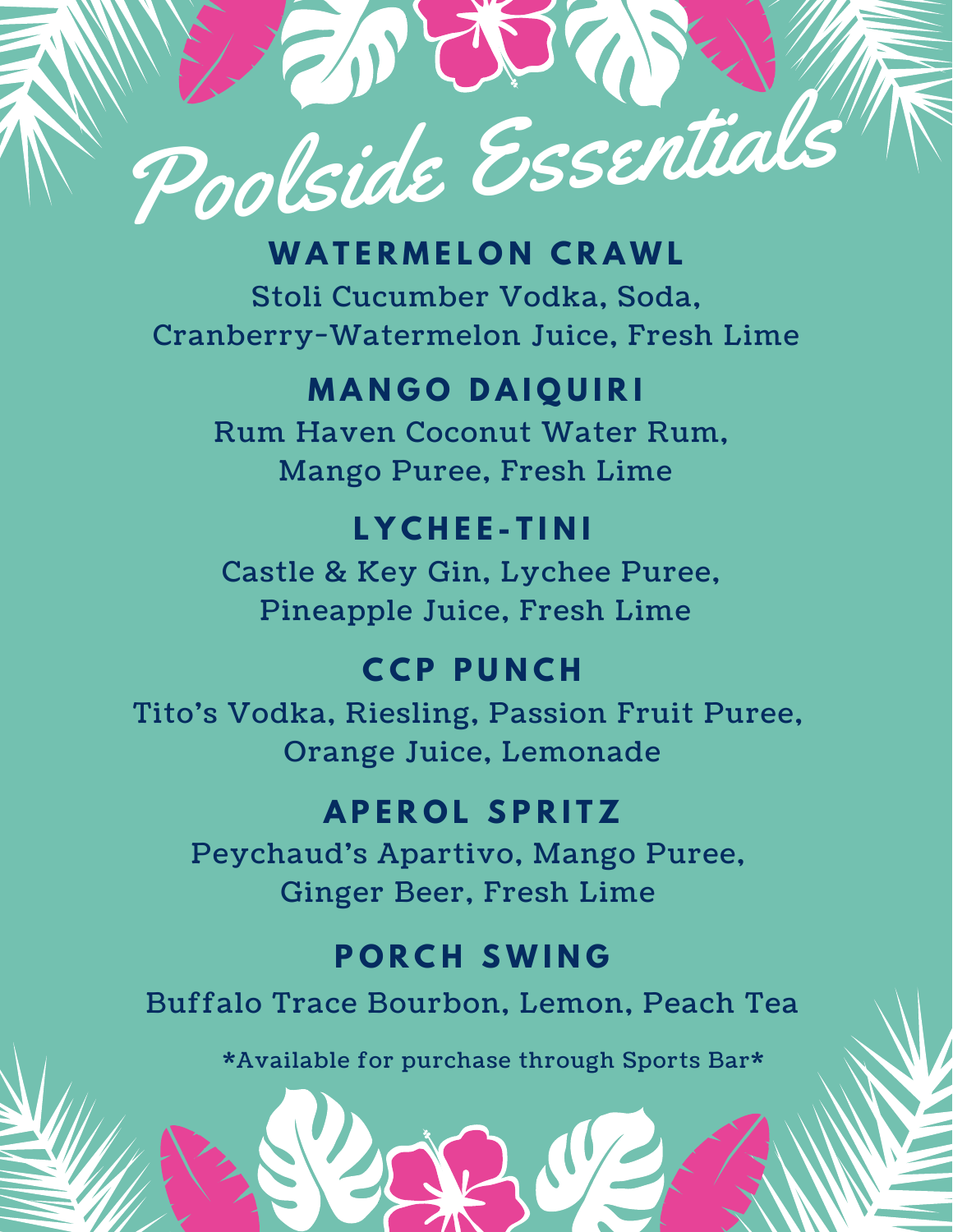# Poolside Essentials

## WATERMELON CRAWL

Stoli Cucumber Vodka, Soda, Cranberry-Watermelon Juice, Fresh Lime

## MANGO DAIQUIRI

Rum Haven Coconut Water Rum, Mango Puree, Fresh Lime

## LYCHEE-TINI

Castle & Key Gin, Lychee Puree, Pineapple Juice, Fresh Lime

## CCP PUNCH

Tito's Vodka, Riesling, Passion Fruit Puree, Orange Juice, Lemonade

## APEROL SPRITZ

Peychaud's Apartivo, Mango Puree, Ginger Beer, Fresh Lime

## PORCH SWING

Buffalo Trace Bourbon, Lemon, Peach Tea

*Available for purchase through Sports Bar*